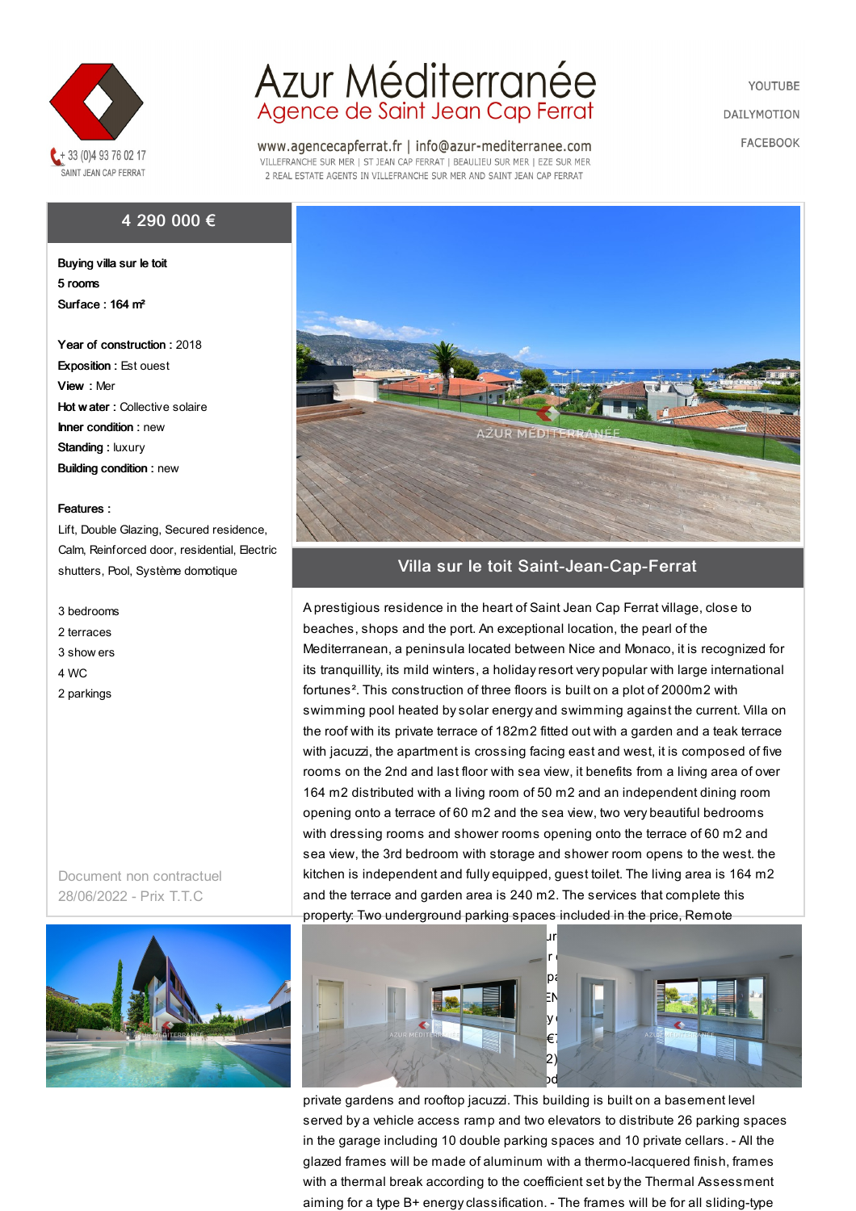# Azur Méditerranée

## Agence de Saint Jean Cap Ferrat

+ 33 (0)4 93 76 02 17
SAINT JEAN CAP FERRAT

www.agencecapferrat.fr | info@azur-mediterranee.com
VILLEFRANCHE SUR MER | ST JEAN CAP FERRAT | BEAULIEU SUR MER | EZE SUR MER
2 REAL ESTATE AGENTS IN VILLEFRANCHE SUR MER AND SAINT JEAN CAP FERRAT

YOUTUBE
DAILYMOTION
FACEBOOK

## 4 290 000 €

**Buying villa sur le toit**
**5 rooms**
**Surface : 164 m²**

**Year of construction** : 2018
**Exposition :** Est ouest
**View** : Mer
**Hot water :** Collective solaire
**Inner condition :** new
**Standing :** luxury
**Building condition :** new

**Features :**
Lift, Double Glazing, Secured residence, Calm, Reinforced door, residential, Electric shutters, Pool, Système domotique

3 bedrooms
2 terraces
3 showers
4 WC
2 parkings

Document non contractuel
28/06/2022 - Prix T.T.C

## Villa sur le toit Saint-Jean-Cap-Ferrat

A prestigious residence in the heart of Saint Jean Cap Ferrat village, close to beaches, shops and the port. An exceptional location, the pearl of the Mediterranean, a peninsula located between Nice and Monaco, it is recognized for its tranquillity, its mild winters, a holiday resort very popular with large international fortunes². This construction of three floors is built on a plot of 2000m2 with swimming pool heated by solar energy and swimming against the current. Villa on the roof with its private terrace of 182m2 fitted out with a garden and a teak terrace with jacuzzi, the apartment is crossing facing east and west, it is composed of five rooms on the 2nd and last floor with sea view, it benefits from a living area of over 164 m2 distributed with a living room of 50 m2 and an independent dining room opening onto a terrace of 60 m2 and the sea view, two very beautiful bedrooms with dressing rooms and shower rooms opening onto the terrace of 60 m2 and sea view, the 3rd bedroom with storage and shower room opens to the west. the kitchen is independent and fully equipped, guest toilet. The living area is 164 m2 and the terrace and garden area is 240 m2. The services that complete this property: Two underground parking spaces included in the price, Remote

private gardens and rooftop jacuzzi. This building is built on a basement level served by a vehicle access ramp and two elevators to distribute 26 parking spaces in the garage including 10 double parking spaces and 10 private cellars. - All the glazed frames will be made of aluminum with a thermo-lacquered finish, frames with a thermal break according to the coefficient set by the Thermal Assessment aiming for a type B+ energy classification. - The frames will be for all sliding-type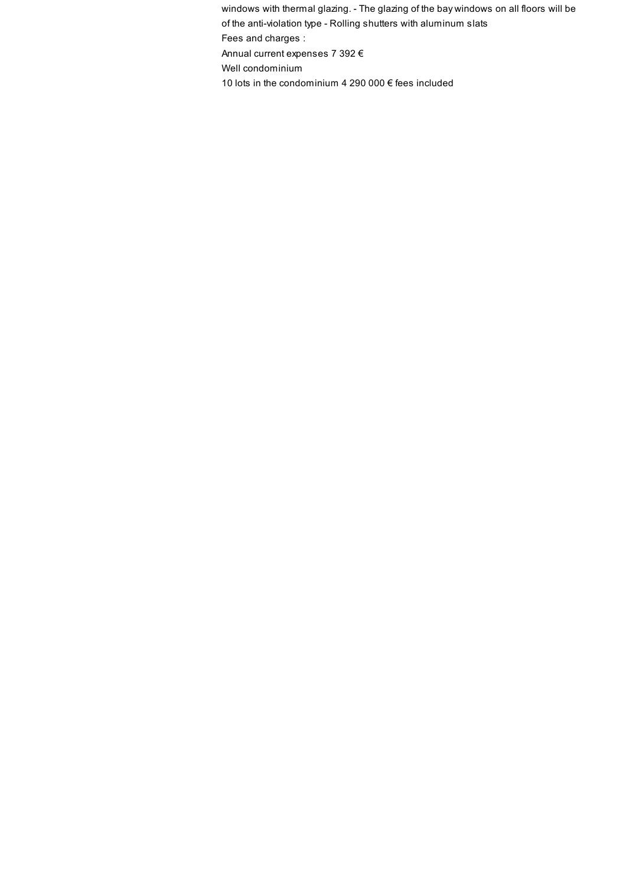windows with thermal glazing. - The glazing of the bay windows on all floors will be of the anti-violation type - Rolling shutters with aluminum slats

Fees and charges :

Annual current expenses 7 392 €

Well condominium

10 lots in the condominium 4 290 000 € fees included